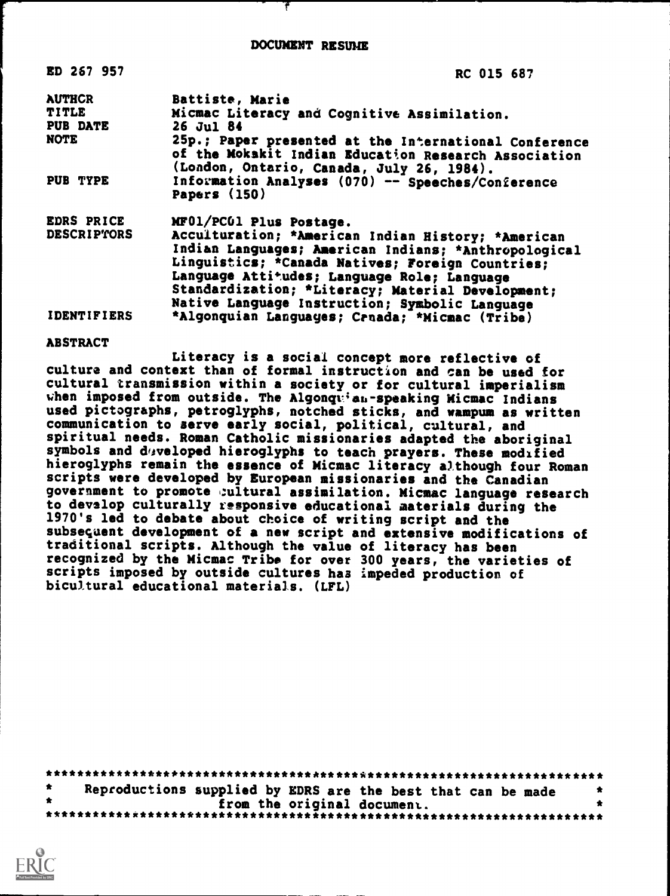# DOCUMENT RESUME

| | |
|---|---|
| ED 267 957 | RC 015 687 |
| AUTHOR | Battiste, Marie |
| TITLE | Micmac Literacy and Cognitive Assimilation. |
| PUB DATE | 26 Jul 84 |
| NOTE | 25p.; Paper presented at the International Conference of the Mokakit Indian Education Research Association (London, Ontario, Canada, July 26, 1984). |
| PUB TYPE | Information Analyses (070) -- Speeches/Conference Papers (150) |
| EDRS PRICE | MF01/PC01 Plus Postage. |
| DESCRIPTORS | Acculturation; *American Indian History; *American Indian Languages; American Indians; *Anthropological Linguistics; *Canada Natives; Foreign Countries; Language Attitudes; Language Role; Language Standardization; *Literacy; Material Development; Native Language Instruction; Symbolic Language |
| IDENTIFIERS | *Algonquian Languages; Canada; *Micmac (Tribe) |

## ABSTRACT

Literacy is a social concept more reflective of culture and context than of formal instruction and can be used for cultural transmission within a society or for cultural imperialism when imposed from outside. The Algonquian-speaking Micmac Indians used pictographs, petroglyphs, notched sticks, and wampum as written communication to serve early social, political, cultural, and spiritual needs. Roman Catholic missionaries adapted the aboriginal symbols and developed hieroglyphs to teach prayers. These modified hieroglyphs remain the essence of Micmac literacy although four Roman scripts were developed by European missionaries and the Canadian government to promote cultural assimilation. Micmac language research to develop culturally responsive educational materials during the 1970's led to debate about choice of writing script and the subsequent development of a new script and extensive modifications of traditional scripts. Although the value of literacy has been recognized by the Micmac Tribe for over 300 years, the varieties of scripts imposed by outside cultures has impeded production of bicultural educational materials. (LFL)

***********************************************************************
\* Reproductions supplied by EDRS are the best that can be made \*
\* from the original document. \*
***********************************************************************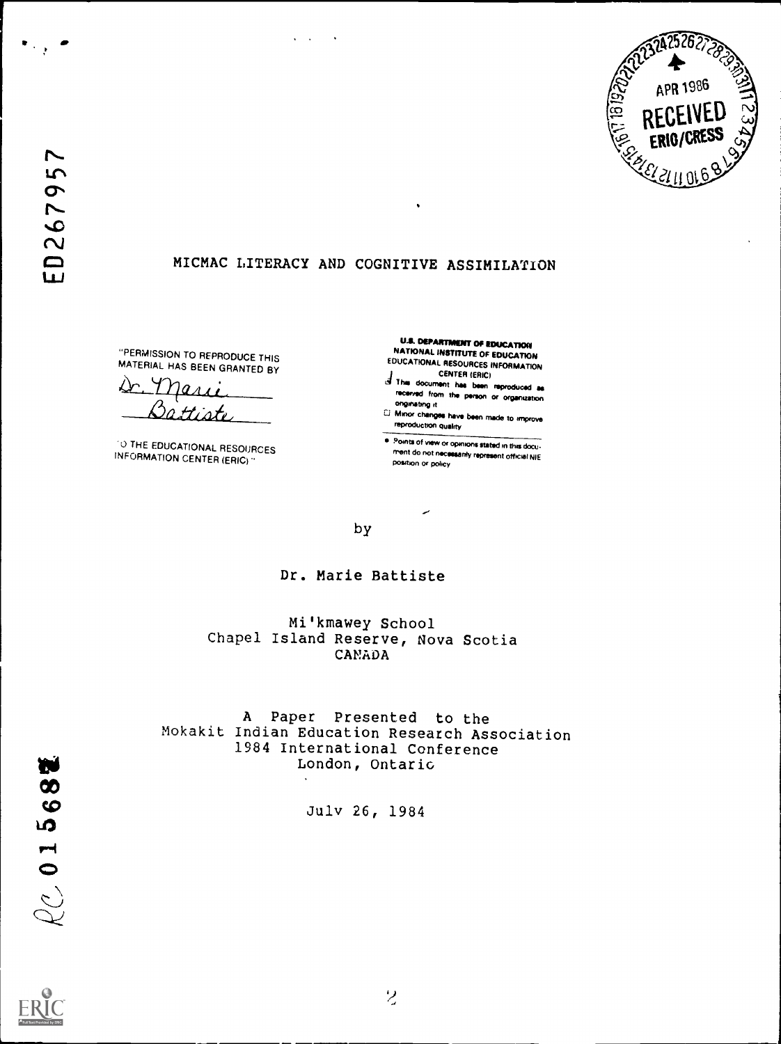ED267957

# MICMAC LITERACY AND COGNITIVE ASSIMILATION

"PERMISSION TO REPRODUCE THIS MATERIAL HAS BEEN GRANTED BY

Dr. Marie Battiste

TO THE EDUCATIONAL RESOURCES INFORMATION CENTER (ERIC)."

U.S. DEPARTMENT OF EDUCATION
NATIONAL INSTITUTE OF EDUCATION
EDUCATIONAL RESOURCES INFORMATION CENTER (ERIC)

- This document has been reproduced as received from the person or organization originating it.
- Minor changes have been made to improve reproduction quality.
- Points of view or opinions stated in this document do not necessarily represent official NIE position or policy.

APR 1986
RECEIVED
ERIC/CRESS

by

Dr. Marie Battiste

Mi'kmawey School
Chapel Island Reserve, Nova Scotia
CANADA

A Paper Presented to the
Mokakit Indian Education Research Association
1984 International Conference
London, Ontario

July 26, 1984

RC 015682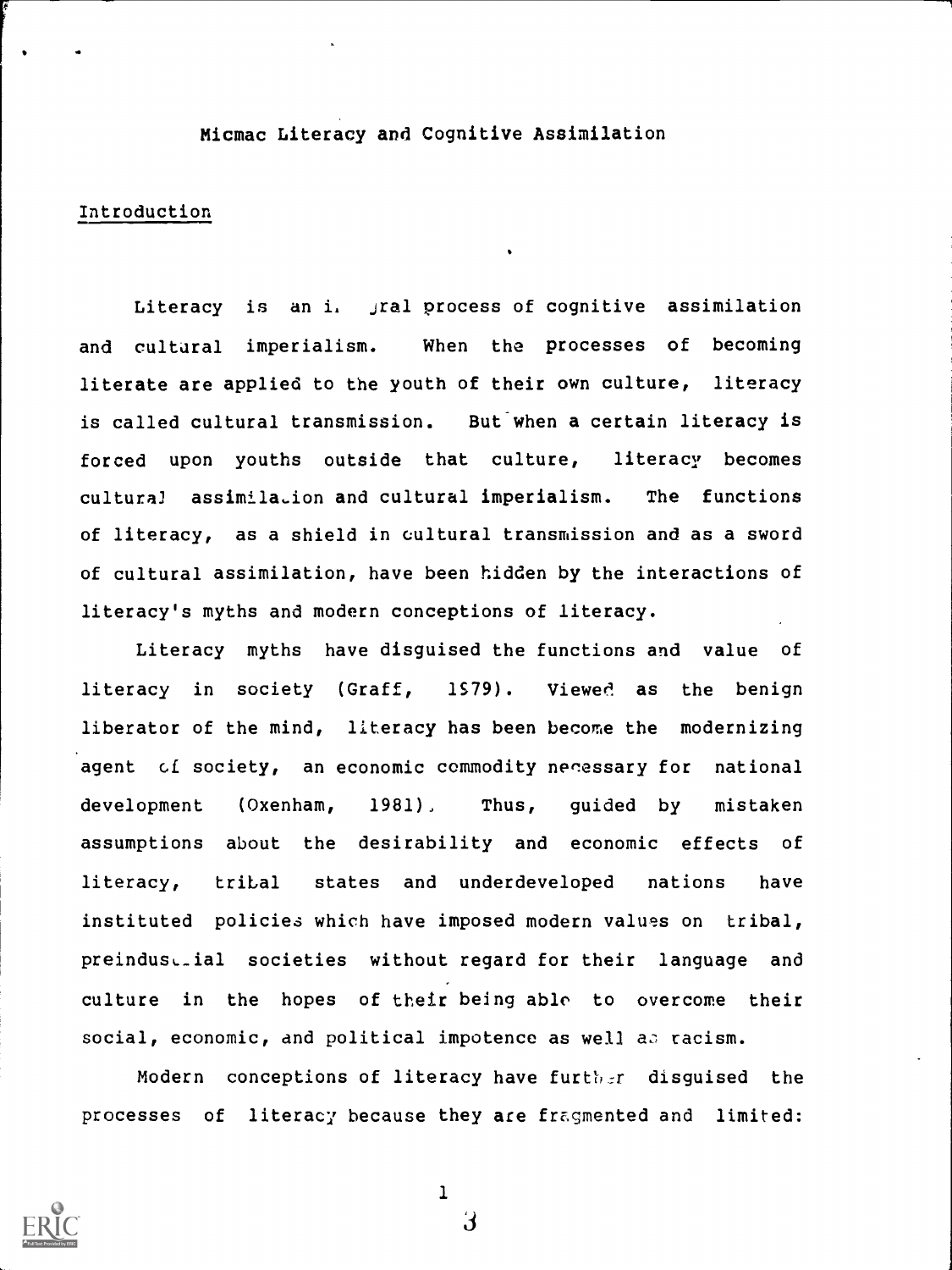# Micmac Literacy and Cognitive Assimilation

## Introduction

Literacy is an integral process of cognitive assimilation and cultural imperialism. When the processes of becoming literate are applied to the youth of their own culture, literacy is called cultural transmission. But when a certain literacy is forced upon youths outside that culture, literacy becomes cultural assimilation and cultural imperialism. The functions of literacy, as a shield in cultural transmission and as a sword of cultural assimilation, have been hidden by the interactions of literacy's myths and modern conceptions of literacy.

Literacy myths have disguised the functions and value of literacy in society (Graff, 1979). Viewed as the benign liberator of the mind, literacy has been become the modernizing agent of society, an economic commodity necessary for national development (Oxenham, 1981). Thus, guided by mistaken assumptions about the desirability and economic effects of literacy, tribal states and underdeveloped nations have instituted policies which have imposed modern values on tribal, preindustrial societies without regard for their language and culture in the hopes of their being able to overcome their social, economic, and political impotence as well as racism.

Modern conceptions of literacy have further disguised the processes of literacy because they are fragmented and limited: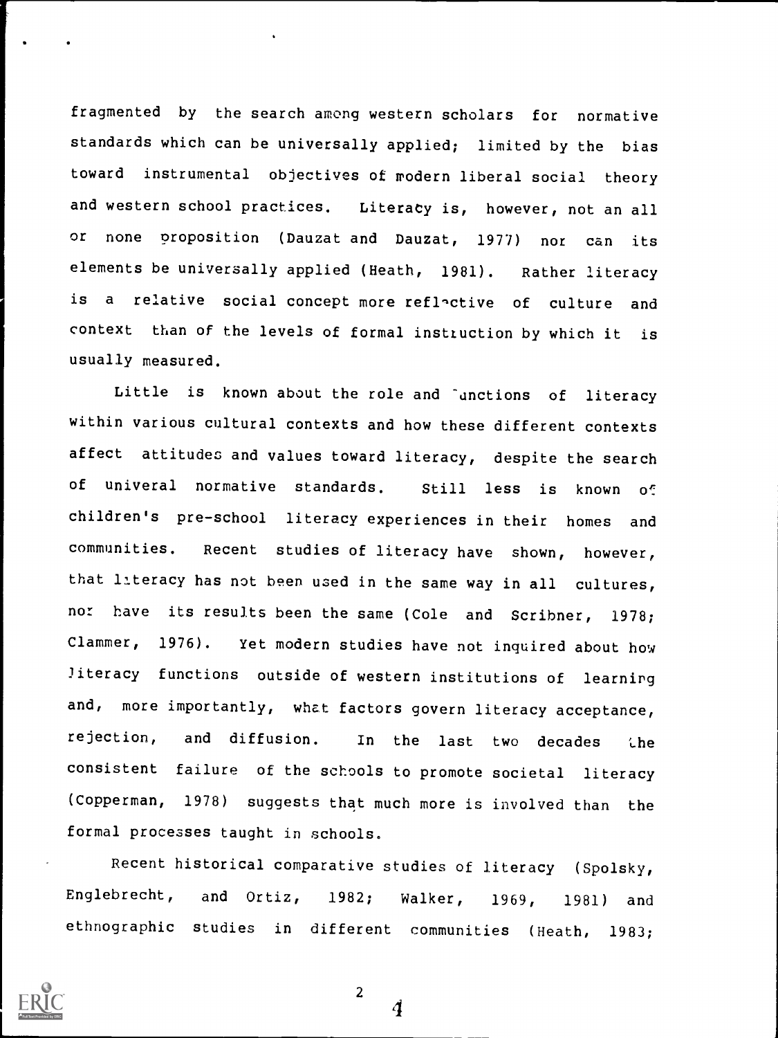fragmented by the search among western scholars for normative standards which can be universally applied; limited by the bias toward instrumental objectives of modern liberal social theory and western school practices. Literacy is, however, not an all or none proposition (Dauzat and Dauzat, 1977) nor can its elements be universally applied (Heath, 1981). Rather literacy is a relative social concept more reflective of culture and context than of the levels of formal instruction by which it is usually measured.

Little is known about the role and functions of literacy within various cultural contexts and how these different contexts affect attitudes and values toward literacy, despite the search of univeral normative standards. Still less is known of children's pre-school literacy experiences in their homes and communities. Recent studies of literacy have shown, however, that literacy has not been used in the same way in all cultures, nor have its results been the same (Cole and Scribner, 1978; Clammer, 1976). Yet modern studies have not inquired about how literacy functions outside of western institutions of learning and, more importantly, what factors govern literacy acceptance, rejection, and diffusion. In the last two decades the consistent failure of the schools to promote societal literacy (Copperman, 1978) suggests that much more is involved than the formal processes taught in schools.

Recent historical comparative studies of literacy (Spolsky, Englebrecht, and Ortiz, 1982; Walker, 1969, 1981) and ethnographic studies in different communities (Heath, 1983;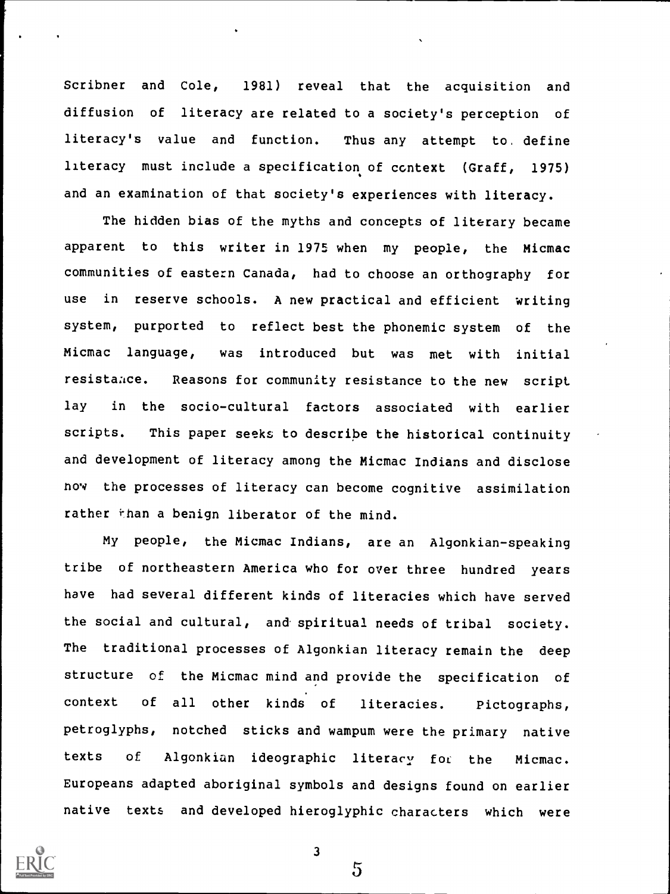Scribner and Cole, 1981) reveal that the acquisition and diffusion of literacy are related to a society's perception of literacy's value and function. Thus any attempt to define literacy must include a specification of context (Graff, 1975) and an examination of that society's experiences with literacy.

The hidden bias of the myths and concepts of literary became apparent to this writer in 1975 when my people, the Micmac communities of eastern Canada, had to choose an orthography for use in reserve schools. A new practical and efficient writing system, purported to reflect best the phonemic system of the Micmac language, was introduced but was met with initial resistance. Reasons for community resistance to the new script lay in the socio-cultural factors associated with earlier scripts. This paper seeks to describe the historical continuity and development of literacy among the Micmac Indians and disclose how the processes of literacy can become cognitive assimilation rather than a benign liberator of the mind.

My people, the Micmac Indians, are an Algonkian-speaking tribe of northeastern America who for over three hundred years have had several different kinds of literacies which have served the social and cultural, and spiritual needs of tribal society. The traditional processes of Algonkian literacy remain the deep structure of the Micmac mind and provide the specification of context of all other kinds of literacies. Pictographs, petroglyphs, notched sticks and wampum were the primary native texts of Algonkian ideographic literacy for the Micmac. Europeans adapted aboriginal symbols and designs found on earlier native texts and developed hieroglyphic characters which were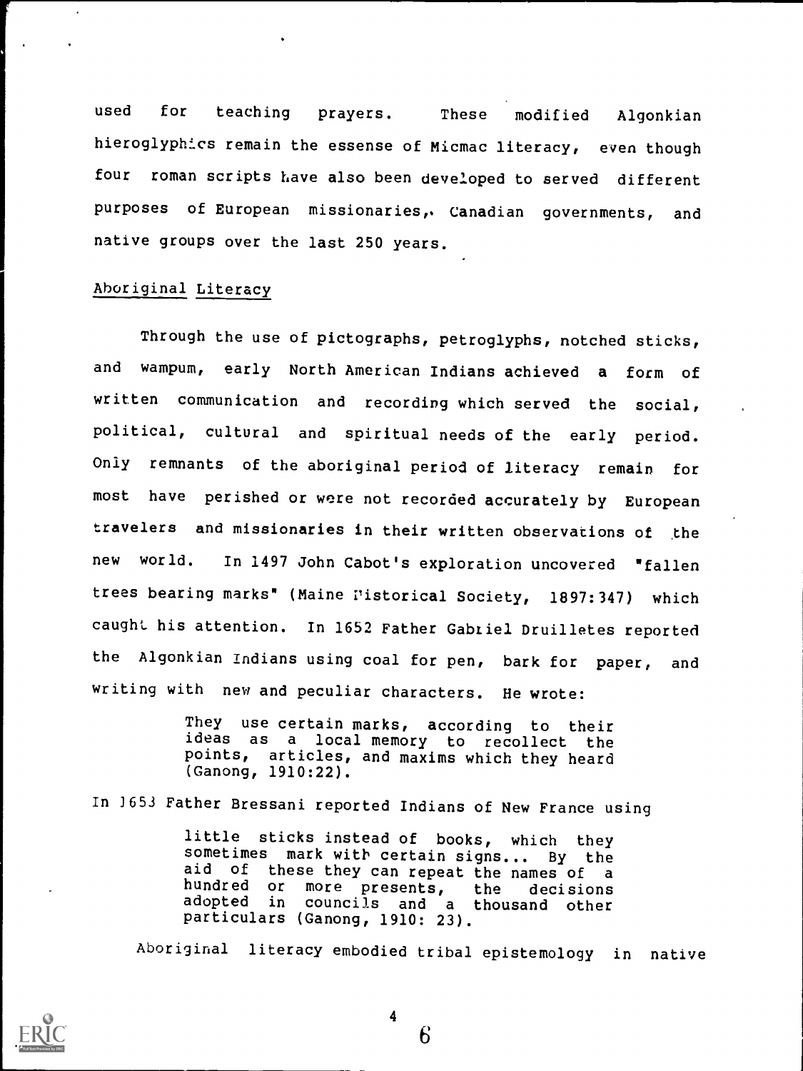used for teaching prayers. These modified Algonkian hieroglyphics remain the essense of Micmac literacy, even though four roman scripts have also been developed to served different purposes of European missionaries, Canadian governments, and native groups over the last 250 years.

## Aboriginal Literacy

Through the use of pictographs, petroglyphs, notched sticks, and wampum, early North American Indians achieved a form of written communication and recording which served the social, political, cultural and spiritual needs of the early period. Only remnants of the aboriginal period of literacy remain for most have perished or were not recorded accurately by European travelers and missionaries in their written observations of the new world. In 1497 John Cabot's exploration uncovered "fallen trees bearing marks" (Maine Historical Society, 1897:347) which caught his attention. In 1652 Father Gabriel Druilletes reported the Algonkian Indians using coal for pen, bark for paper, and writing with new and peculiar characters. He wrote:

> They use certain marks, according to their ideas as a local memory to recollect the points, articles, and maxims which they heard (Ganong, 1910:22).

In 1653 Father Bressani reported Indians of New France using

> little sticks instead of books, which they sometimes mark with certain signs... By the aid of these they can repeat the names of a hundred or more presents, the decisions adopted in councils and a thousand other particulars (Ganong, 1910: 23).

Aboriginal literacy embodied tribal epistemology in native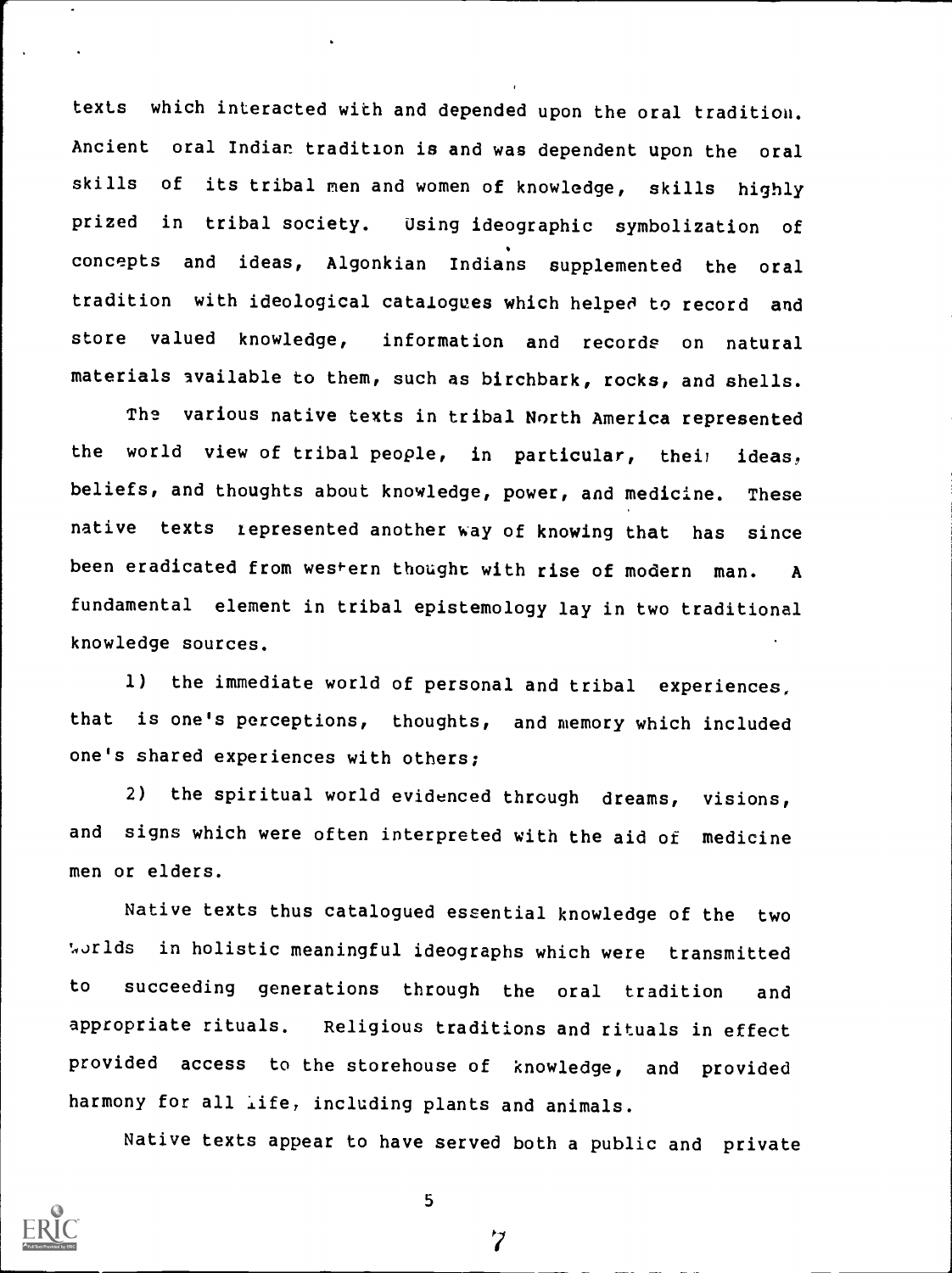texts which interacted with and depended upon the oral tradition. Ancient oral Indian tradition is and was dependent upon the oral skills of its tribal men and women of knowledge, skills highly prized in tribal society. Using ideographic symbolization of concepts and ideas, Algonkian Indians supplemented the oral tradition with ideological catalogues which helped to record and store valued knowledge, information and records on natural materials available to them, such as birchbark, rocks, and shells.

The various native texts in tribal North America represented the world view of tribal people, in particular, their ideas, beliefs, and thoughts about knowledge, power, and medicine. These native texts represented another way of knowing that has since been eradicated from western thought with rise of modern man. A fundamental element in tribal epistemology lay in two traditional knowledge sources.

1) the immediate world of personal and tribal experiences, that is one's perceptions, thoughts, and memory which included one's shared experiences with others;

2) the spiritual world evidenced through dreams, visions, and signs which were often interpreted with the aid of medicine men or elders.

Native texts thus catalogued essential knowledge of the two worlds in holistic meaningful ideographs which were transmitted to succeeding generations through the oral tradition and appropriate rituals. Religious traditions and rituals in effect provided access to the storehouse of knowledge, and provided harmony for all life, including plants and animals.

Native texts appear to have served both a public and private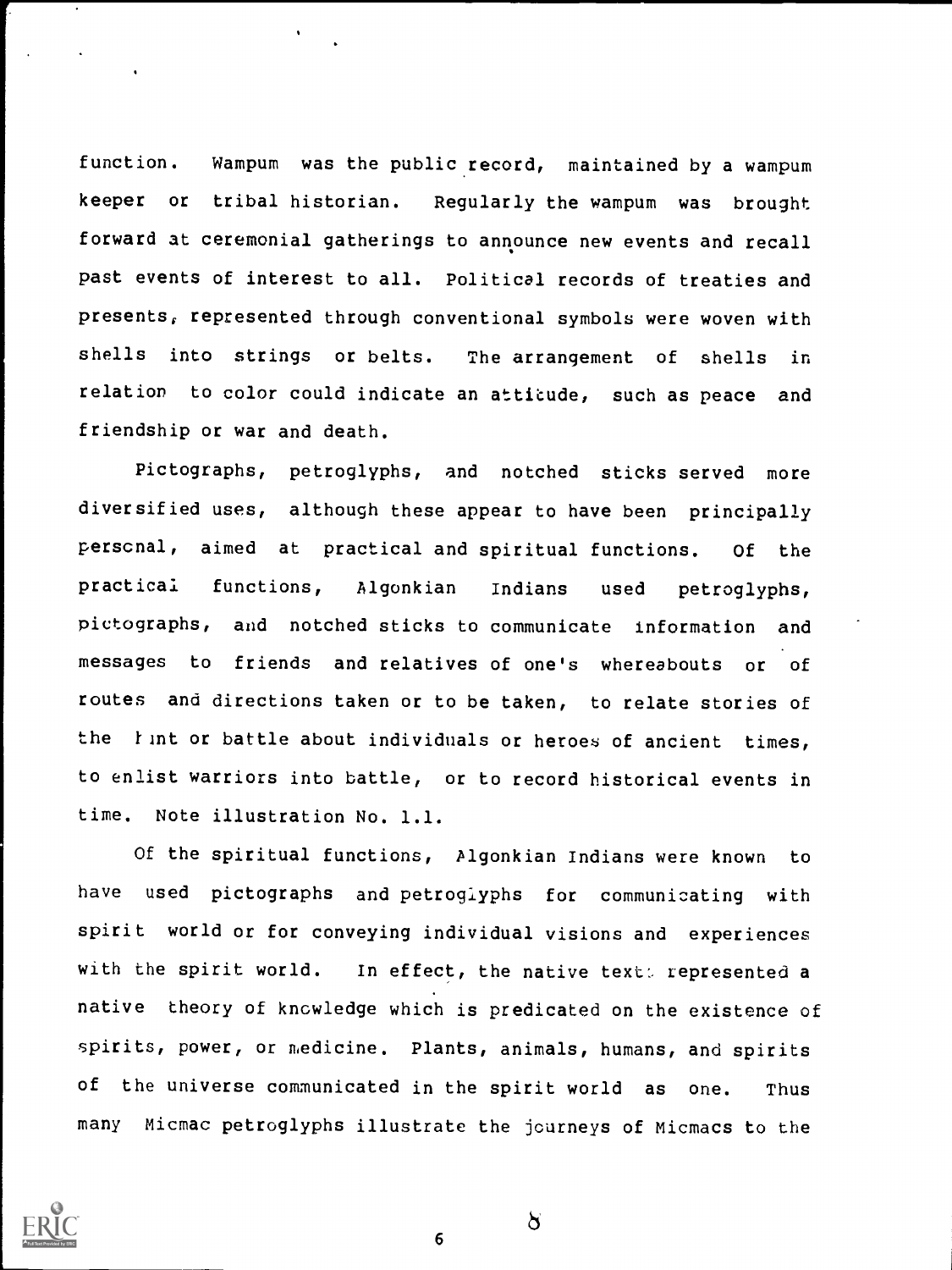function. Wampum was the public record, maintained by a wampum keeper or tribal historian. Regularly the wampum was brought forward at ceremonial gatherings to announce new events and recall past events of interest to all. Political records of treaties and presents, represented through conventional symbols were woven with shells into strings or belts. The arrangement of shells in relation to color could indicate an attitude, such as peace and friendship or war and death.

Pictographs, petroglyphs, and notched sticks served more diversified uses, although these appear to have been principally personal, aimed at practical and spiritual functions. Of the practical functions, Algonkian Indians used petroglyphs, pictographs, and notched sticks to communicate information and messages to friends and relatives of one's whereabouts or of routes and directions taken or to be taken, to relate stories of the hunt or battle about individuals or heroes of ancient times, to enlist warriors into battle, or to record historical events in time. Note illustration No. 1.1.

Of the spiritual functions, Algonkian Indians were known to have used pictographs and petroglyphs for communicating with spirit world or for conveying individual visions and experiences with the spirit world. In effect, the native texts represented a native theory of knowledge which is predicated on the existence of spirits, power, or medicine. Plants, animals, humans, and spirits of the universe communicated in the spirit world as one. Thus many Micmac petroglyphs illustrate the journeys of Micmacs to the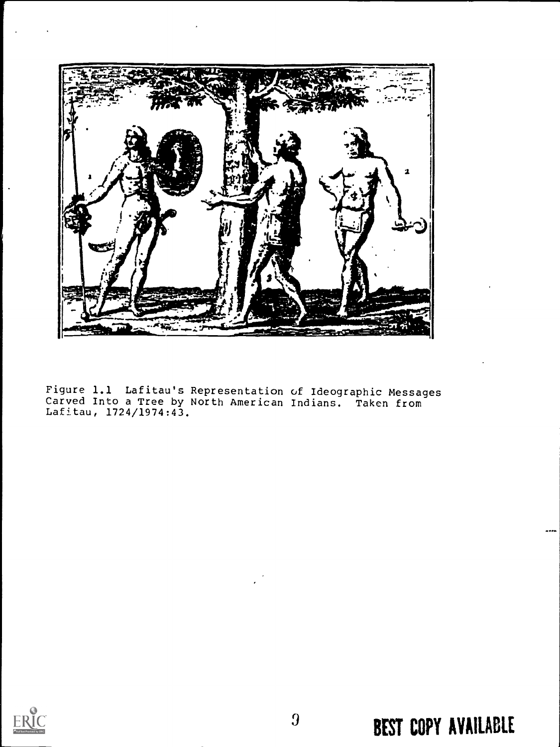Figure 1.1 Lafitau's Representation of Ideographic Messages Carved Into a Tree by North American Indians. Taken from Lafitau, 1724/1974:43.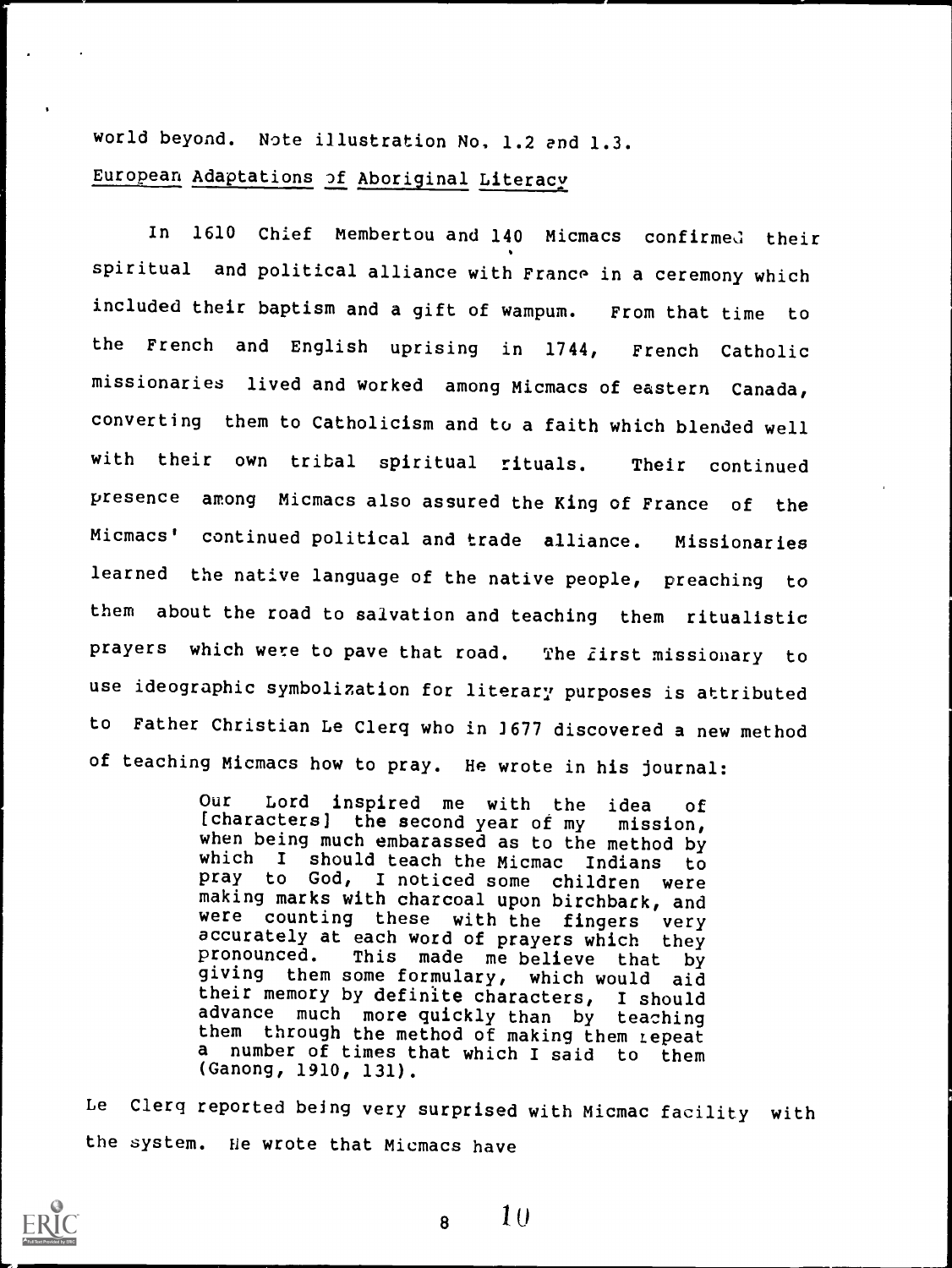world beyond. Note illustration No. 1.2 and 1.3.

European Adaptations of Aboriginal Literacy

In 1610 Chief Membertou and 140 Micmacs confirmed their spiritual and political alliance with France in a ceremony which included their baptism and a gift of wampum. From that time to the French and English uprising in 1744, French Catholic missionaries lived and worked among Micmacs of eastern Canada, converting them to Catholicism and to a faith which blended well with their own tribal spiritual rituals. Their continued presence among Micmacs also assured the King of France of the Micmacs' continued political and trade alliance. Missionaries learned the native language of the native people, preaching to them about the road to salvation and teaching them ritualistic prayers which were to pave that road. The first missionary to use ideographic symbolization for literary purposes is attributed to Father Christian Le Clerq who in 1677 discovered a new method of teaching Micmacs how to pray. He wrote in his journal:

> Our Lord inspired me with the idea of [characters] the second year of my mission, when being much embarassed as to the method by which I should teach the Micmac Indians to pray to God, I noticed some children were making marks with charcoal upon birchbark, and were counting these with the fingers very accurately at each word of prayers which they pronounced. This made me believe that by giving them some formulary, which would aid their memory by definite characters, I should advance much more quickly than by teaching them through the method of making them repeat a number of times that which I said to them (Ganong, 1910, 131).

Le Clerq reported being very surprised with Micmac facility with the system. He wrote that Micmacs have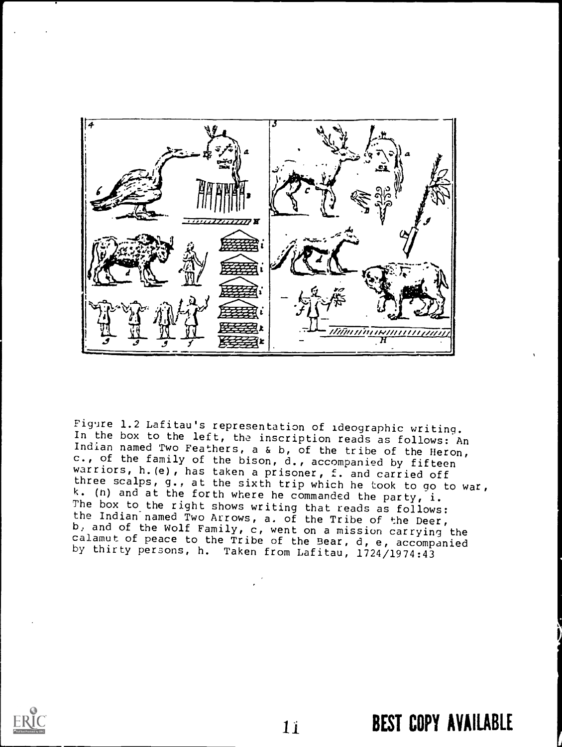Figure 1.2 Lafitau's representation of ideographic writing. In the box to the left, the inscription reads as follows: An Indian named Two Feathers, a & b, of the tribe of the Heron, c., of the family of the bison, d., accompanied by fifteen warriors, h.(e), has taken a prisoner, f. and carried off three scalps, g., at the sixth trip which he took to go to war, k. (n) and at the forth where he commanded the party, i. The box to the right shows writing that reads as follows: the Indian named Two Arrows, a. of the Tribe of the Deer, b, and of the Wolf Family, c, went on a mission carrying the calamut of peace to the Tribe of the Bear, d, e, accompanied by thirty persons, h. Taken from Lafitau, 1724/1974:43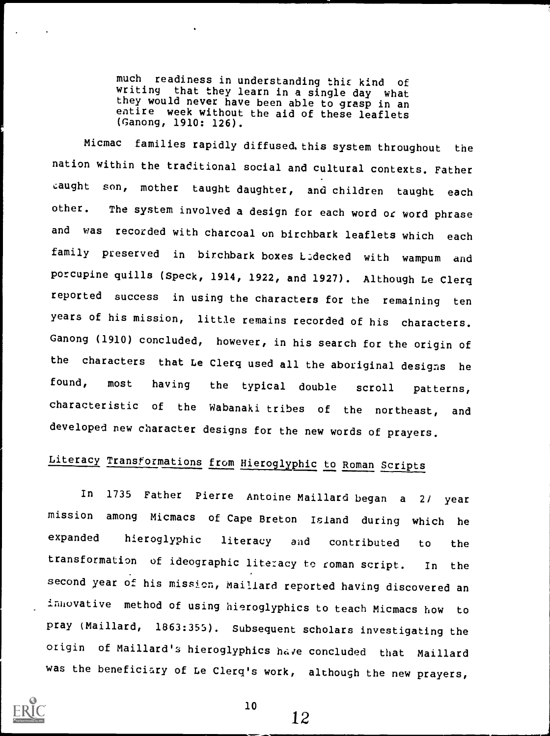> much readiness in understanding this kind of writing that they learn in a single day what they would never have been able to grasp in an entire week without the aid of these leaflets (Ganong, 1910: 126).

Micmac families rapidly diffused this system throughout the nation within the traditional social and cultural contexts. Father taught son, mother taught daughter, and children taught each other. The system involved a design for each word or word phrase and was recorded with charcoal on birchbark leaflets which each family preserved in birchbark boxes bedecked with wampum and porcupine quills (Speck, 1914, 1922, and 1927). Although Le Clerq reported success in using the characters for the remaining ten years of his mission, little remains recorded of his characters. Ganong (1910) concluded, however, in his search for the origin of the characters that Le Clerq used all the aboriginal designs he found, most having the typical double scroll patterns, characteristic of the Wabanaki tribes of the northeast, and developed new character designs for the new words of prayers.

## Literacy Transformations from Hieroglyphic to Roman Scripts

In 1735 Father Pierre Antoine Maillard began a 27 year mission among Micmacs of Cape Breton Island during which he expanded hieroglyphic literacy and contributed to the transformation of ideographic literacy to roman script. In the second year of his mission, Maillard reported having discovered an innovative method of using hieroglyphics to teach Micmacs how to pray (Maillard, 1863:355). Subsequent scholars investigating the origin of Maillard's hieroglyphics have concluded that Maillard was the beneficiary of Le Clerq's work, although the new prayers,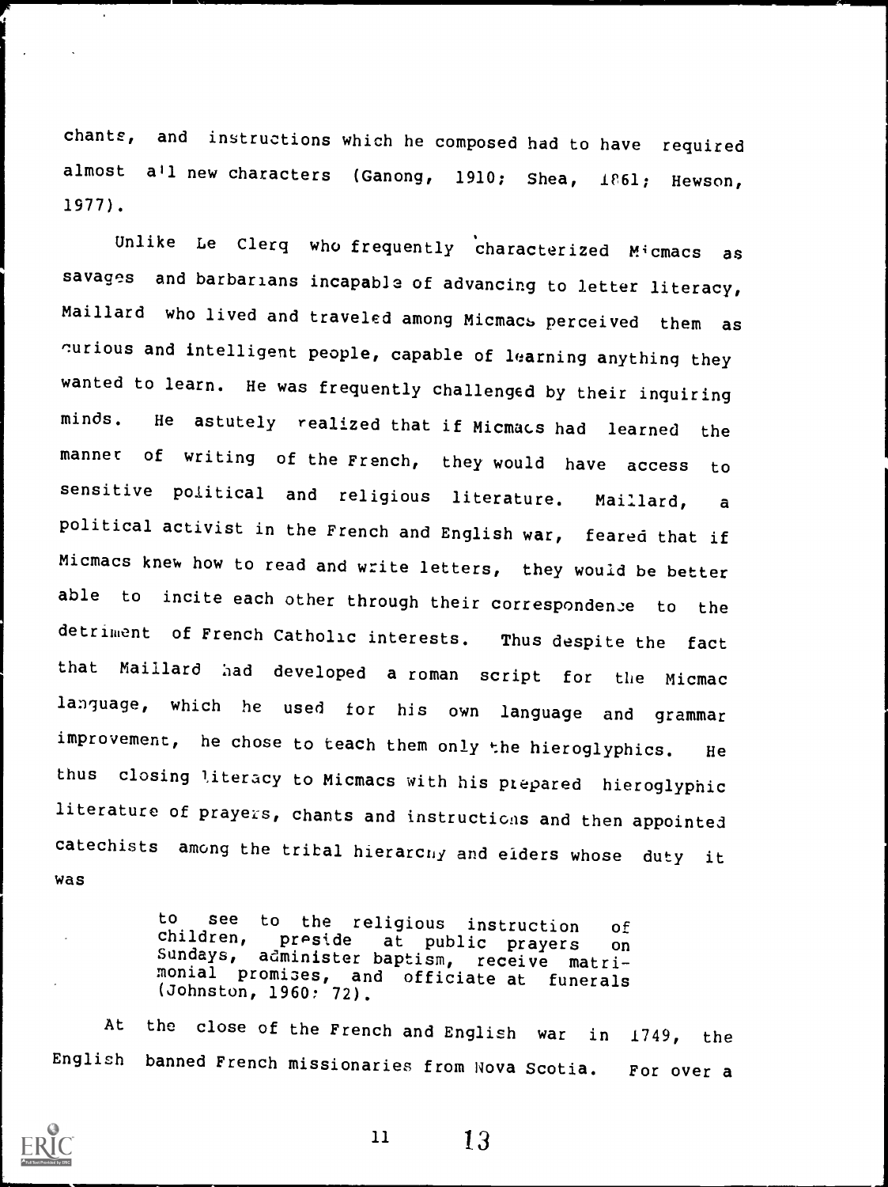chants, and instructions which he composed had to have required almost all new characters (Ganong, 1910; Shea, 1861; Hewson, 1977).

Unlike Le Clerq who frequently characterized Micmacs as savages and barbarians incapable of advancing to letter literacy, Maillard who lived and traveled among Micmacs perceived them as curious and intelligent people, capable of learning anything they wanted to learn. He was frequently challenged by their inquiring minds. He astutely realized that if Micmacs had learned the manner of writing of the French, they would have access to sensitive political and religious literature. Maillard, a political activist in the French and English war, feared that if Micmacs knew how to read and write letters, they would be better able to incite each other through their correspondence to the detriment of French Catholic interests. Thus despite the fact that Maillard had developed a roman script for the Micmac language, which he used for his own language and grammar improvement, he chose to teach them only the hieroglyphics. He thus closing literacy to Micmacs with his prepared hieroglyphic literature of prayers, chants and instructions and then appointed catechists among the tribal hierarchy and elders whose duty it was

> to see to the religious instruction of children, preside at public prayers on Sundays, administer baptism, receive matrimonial promises, and officiate at funerals (Johnston, 1960: 72).

At the close of the French and English war in 1749, the English banned French missionaries from Nova Scotia. For over a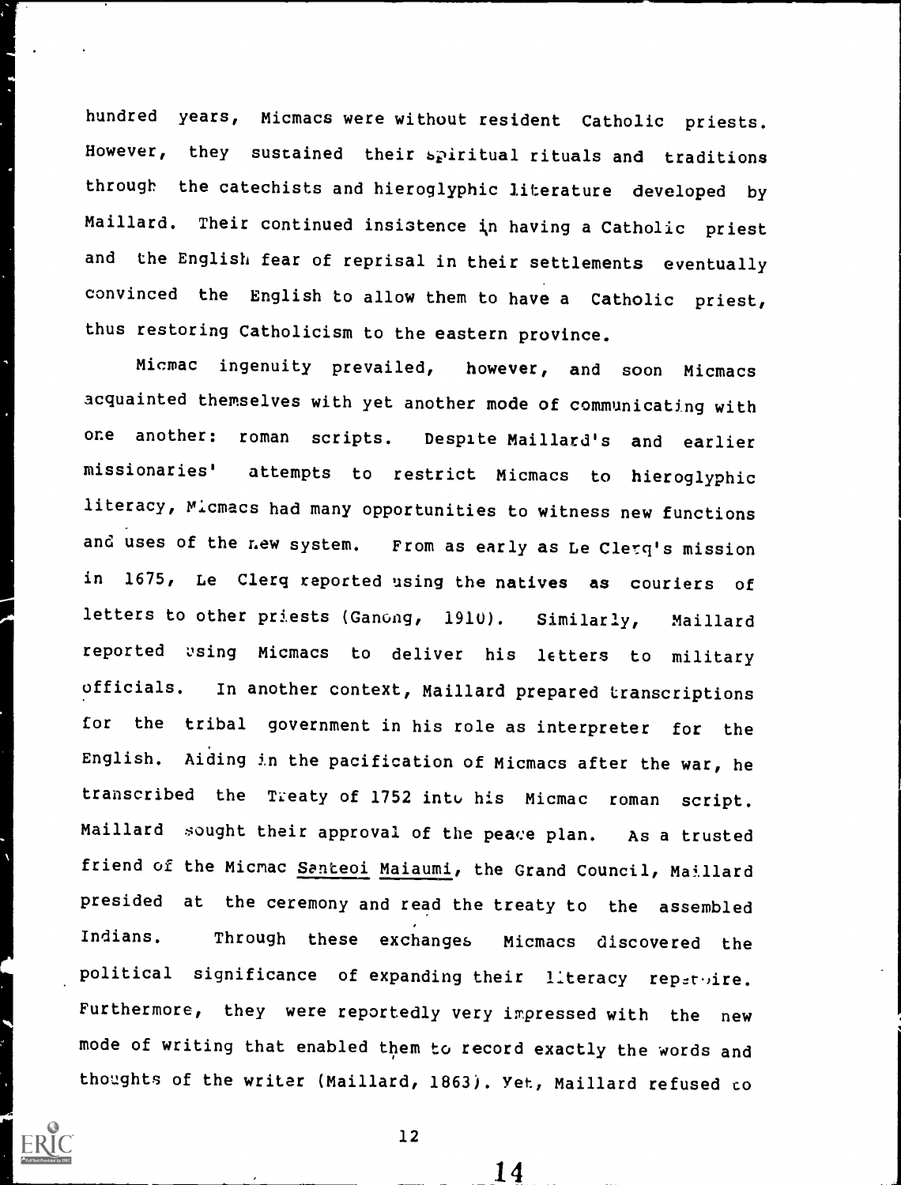hundred years, Micmacs were without resident Catholic priests. However, they sustained their spiritual rituals and traditions through the catechists and hieroglyphic literature developed by Maillard. Their continued insistence in having a Catholic priest and the English fear of reprisal in their settlements eventually convinced the English to allow them to have a Catholic priest, thus restoring Catholicism to the eastern province.

Micmac ingenuity prevailed, however, and soon Micmacs acquainted themselves with yet another mode of communicating with one another: roman scripts. Despite Maillard's and earlier missionaries' attempts to restrict Micmacs to hieroglyphic literacy, Micmacs had many opportunities to witness new functions and uses of the new system. From as early as Le Clerq's mission in 1675, Le Clerq reported using the natives as couriers of letters to other priests (Ganong, 1910). Similarly, Maillard reported using Micmacs to deliver his letters to military officials. In another context, Maillard prepared transcriptions for the tribal government in his role as interpreter for the English. Aiding in the pacification of Micmacs after the war, he transcribed the Treaty of 1752 into his Micmac roman script. Maillard sought their approval of the peace plan. As a trusted friend of the Micmac Santeoi Maiaumi, the Grand Council, Maillard presided at the ceremony and read the treaty to the assembled Indians. Through these exchanges Micmacs discovered the political significance of expanding their literacy repertoire. Furthermore, they were reportedly very impressed with the new mode of writing that enabled them to record exactly the words and thoughts of the writer (Maillard, 1863). Yet, Maillard refused to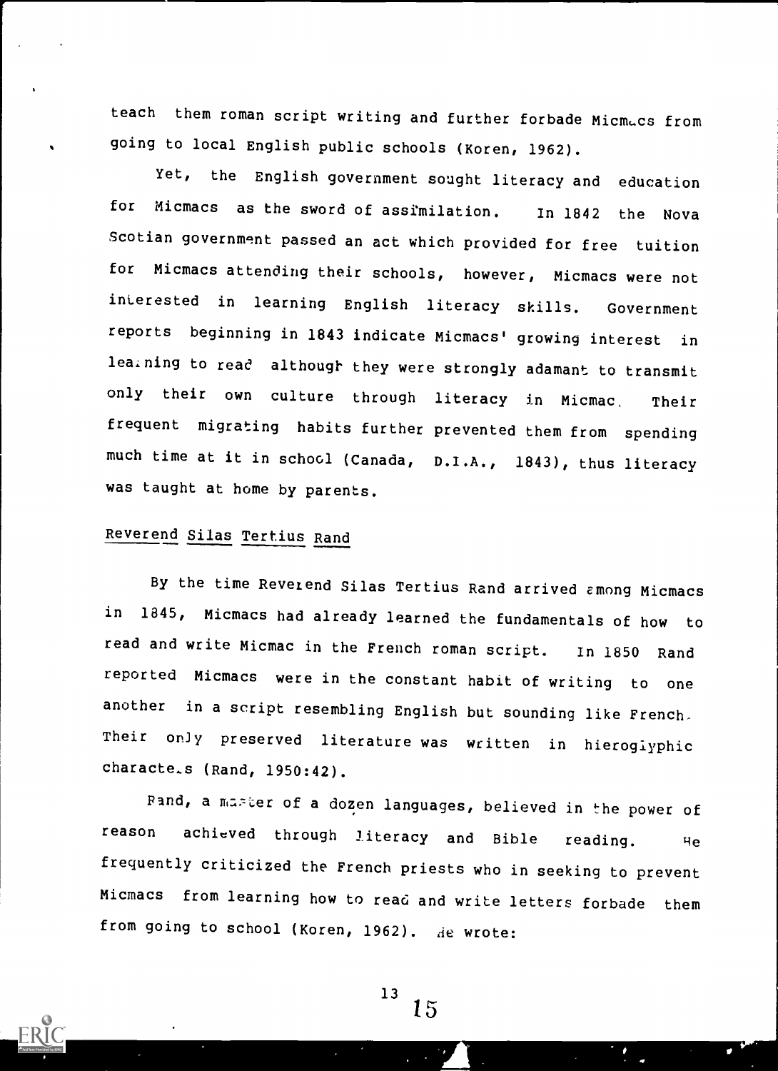teach them roman script writing and further forbade Micmacs from going to local English public schools (Koren, 1962).

Yet, the English government sought literacy and education for Micmacs as the sword of assimilation. In 1842 the Nova Scotian government passed an act which provided for free tuition for Micmacs attending their schools, however, Micmacs were not interested in learning English literacy skills. Government reports beginning in 1843 indicate Micmacs' growing interest in learning to read although they were strongly adamant to transmit only their own culture through literacy in Micmac. Their frequent migrating habits further prevented them from spending much time at it in school (Canada, D.I.A., 1843), thus literacy was taught at home by parents.

## Reverend Silas Tertius Rand

By the time Reverend Silas Tertius Rand arrived among Micmacs in 1845, Micmacs had already learned the fundamentals of how to read and write Micmac in the French roman script. In 1850 Rand reported Micmacs were in the constant habit of writing to one another in a script resembling English but sounding like French. Their only preserved literature was written in hieroglyphic characters (Rand, 1950:42).

Rand, a master of a dozen languages, believed in the power of reason achieved through literacy and Bible reading. He frequently criticized the French priests who in seeking to prevent Micmacs from learning how to read and write letters forbade them from going to school (Koren, 1962). He wrote: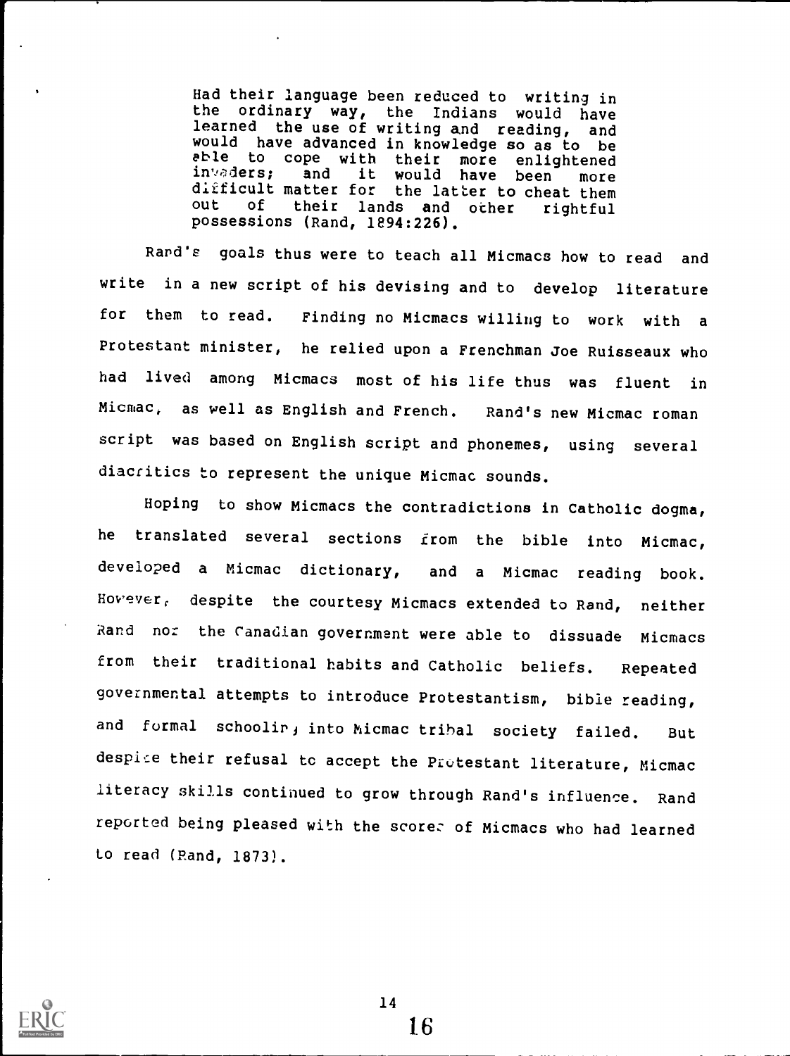> Had their language been reduced to writing in the ordinary way, the Indians would have learned the use of writing and reading, and would have advanced in knowledge so as to be able to cope with their more enlightened invaders; and it would have been more difficult matter for the latter to cheat them out of their lands and other rightful possessions (Rand, 1894:226).

Rand's goals thus were to teach all Micmacs how to read and write in a new script of his devising and to develop literature for them to read. Finding no Micmacs willing to work with a Protestant minister, he relied upon a Frenchman Joe Ruisseaux who had lived among Micmacs most of his life thus was fluent in Micmac, as well as English and French. Rand's new Micmac roman script was based on English script and phonemes, using several diacritics to represent the unique Micmac sounds.

Hoping to show Micmacs the contradictions in Catholic dogma, he translated several sections from the bible into Micmac, developed a Micmac dictionary, and a Micmac reading book. However, despite the courtesy Micmacs extended to Rand, neither Rand nor the Canadian government were able to dissuade Micmacs from their traditional habits and Catholic beliefs. Repeated governmental attempts to introduce Protestantism, bible reading, and formal schooling into Micmac tribal society failed. But despite their refusal to accept the Protestant literature, Micmac literacy skills continued to grow through Rand's influence. Rand reported being pleased with the scores of Micmacs who had learned to read (Rand, 1873).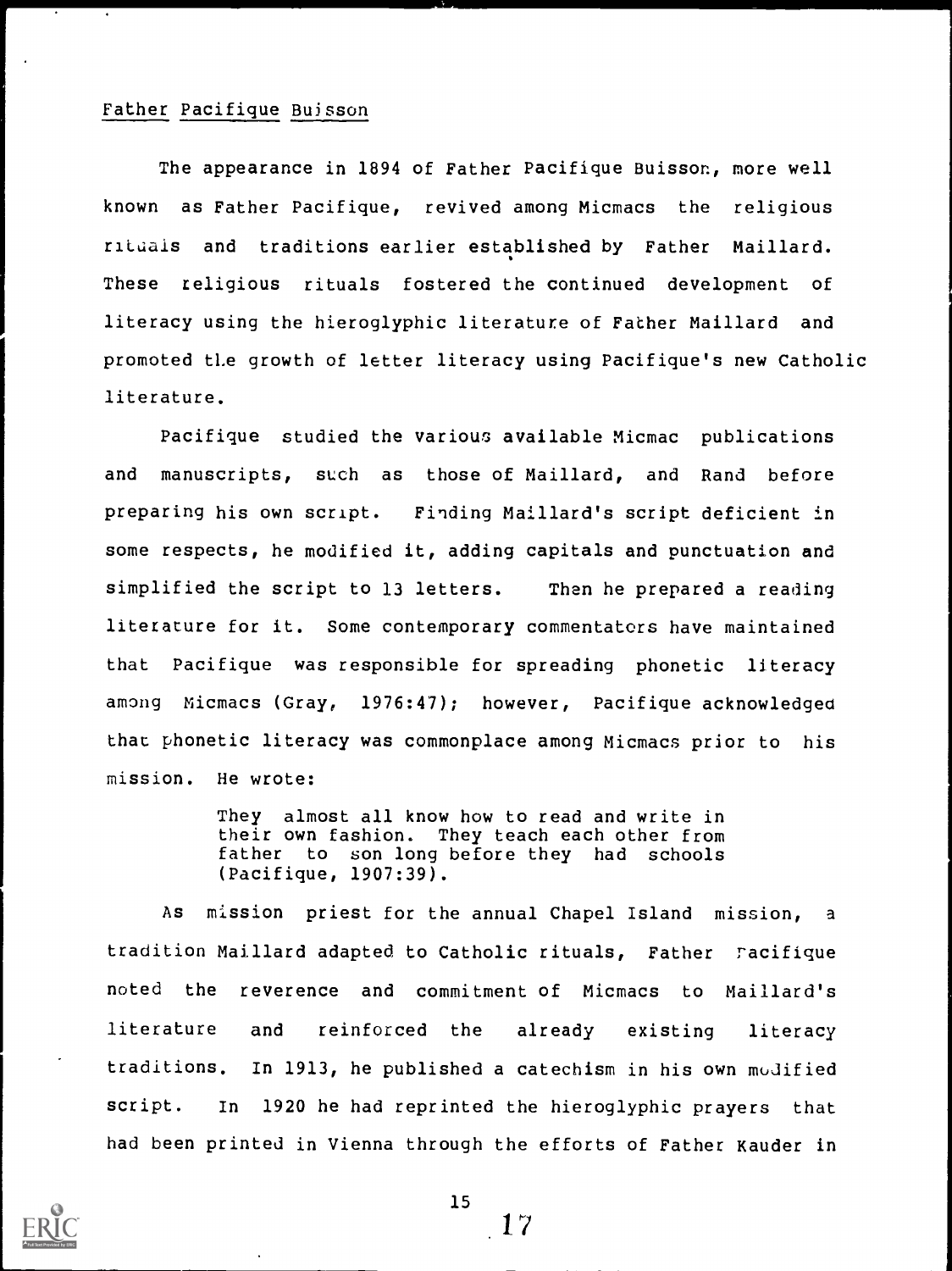## Father Pacifique Buisson

The appearance in 1894 of Father Pacifique Buisson, more well known as Father Pacifique, revived among Micmacs the religious rituals and traditions earlier established by Father Maillard. These religious rituals fostered the continued development of literacy using the hieroglyphic literature of Father Maillard and promoted the growth of letter literacy using Pacifique's new Catholic literature.

Pacifique studied the various available Micmac publications and manuscripts, such as those of Maillard, and Rand before preparing his own script. Finding Maillard's script deficient in some respects, he modified it, adding capitals and punctuation and simplified the script to 13 letters. Then he prepared a reading literature for it. Some contemporary commentators have maintained that Pacifique was responsible for spreading phonetic literacy among Micmacs (Gray, 1976:47); however, Pacifique acknowledged that phonetic literacy was commonplace among Micmacs prior to his mission. He wrote:

> They almost all know how to read and write in their own fashion. They teach each other from father to son long before they had schools (Pacifique, 1907:39).

As mission priest for the annual Chapel Island mission, a tradition Maillard adapted to Catholic rituals, Father Pacifique noted the reverence and commitment of Micmacs to Maillard's literature and reinforced the already existing literacy traditions. In 1913, he published a catechism in his own modified script. In 1920 he had reprinted the hieroglyphic prayers that had been printed in Vienna through the efforts of Father Kauder in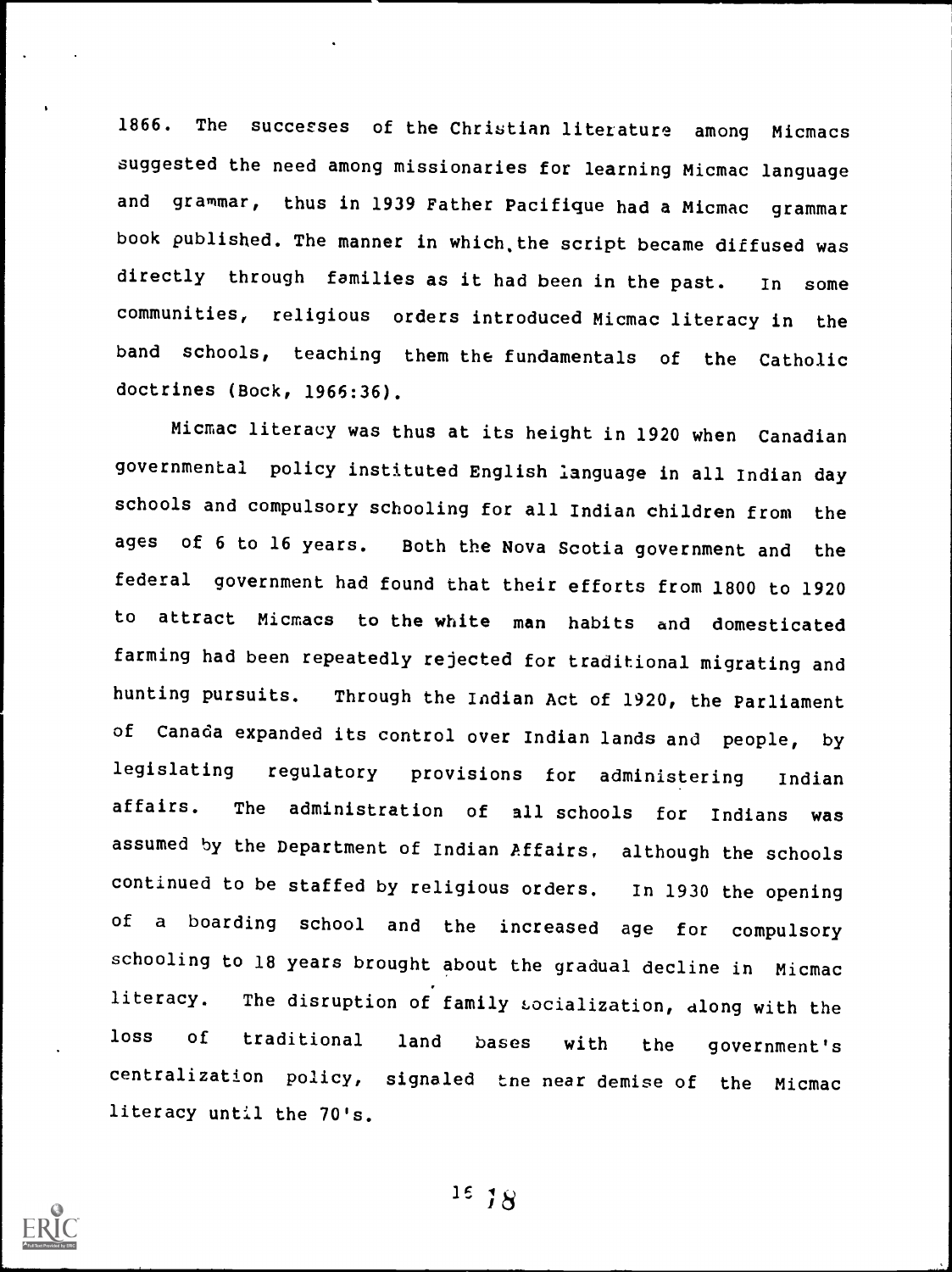1866. The successes of the Christian literature among Micmacs suggested the need among missionaries for learning Micmac language and grammar, thus in 1939 Father Pacifique had a Micmac grammar book published. The manner in which the script became diffused was directly through families as it had been in the past. In some communities, religious orders introduced Micmac literacy in the band schools, teaching them the fundamentals of the Catholic doctrines (Bock, 1966:36).

Micmac literacy was thus at its height in 1920 when Canadian governmental policy instituted English language in all Indian day schools and compulsory schooling for all Indian children from the ages of 6 to 16 years. Both the Nova Scotia government and the federal government had found that their efforts from 1800 to 1920 to attract Micmacs to the white man habits and domesticated farming had been repeatedly rejected for traditional migrating and hunting pursuits. Through the Indian Act of 1920, the Parliament of Canada expanded its control over Indian lands and people, by legislating regulatory provisions for administering Indian affairs. The administration of all schools for Indians was assumed by the Department of Indian Affairs, although the schools continued to be staffed by religious orders. In 1930 the opening of a boarding school and the increased age for compulsory schooling to 18 years brought about the gradual decline in Micmac literacy. The disruption of family socialization, along with the loss of traditional land bases with the government's centralization policy, signaled the near demise of the Micmac literacy until the 70's.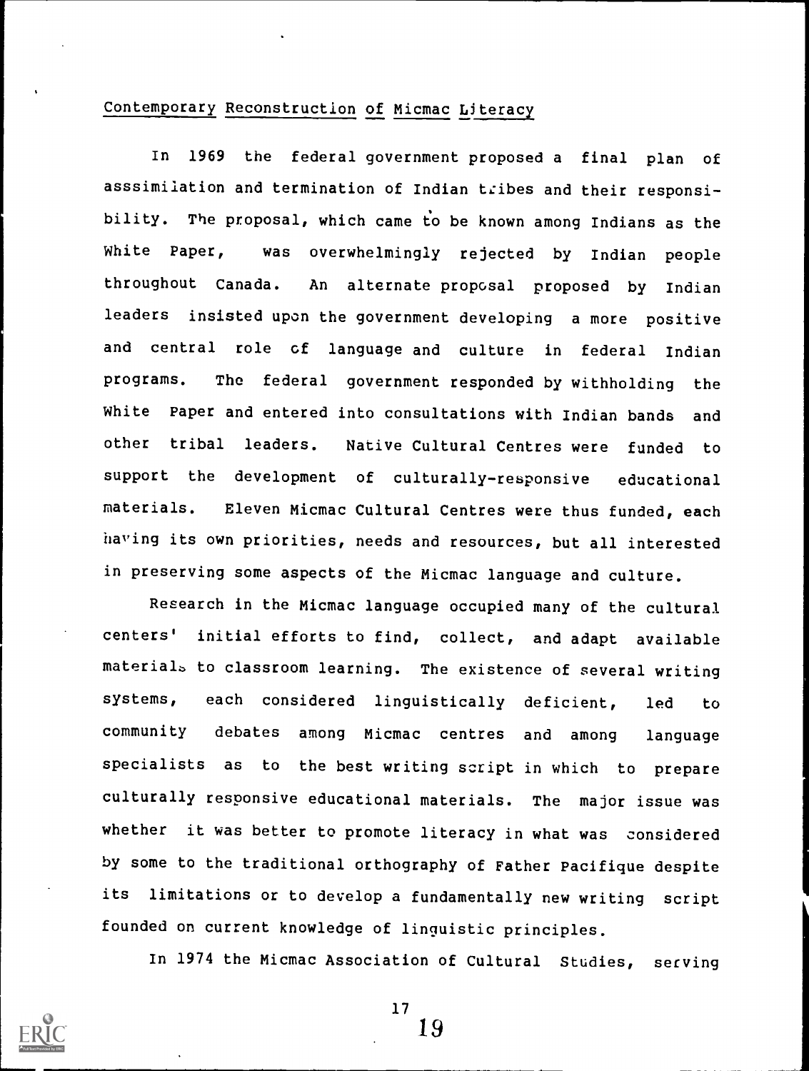## Contemporary Reconstruction of Micmac Literacy

In 1969 the federal government proposed a final plan of asssimilation and termination of Indian tribes and their responsibility. The proposal, which came to be known among Indians as the White Paper, was overwhelmingly rejected by Indian people throughout Canada. An alternate proposal proposed by Indian leaders insisted upon the government developing a more positive and central role of language and culture in federal Indian programs. The federal government responded by withholding the White Paper and entered into consultations with Indian bands and other tribal leaders. Native Cultural Centres were funded to support the development of culturally-responsive educational materials. Eleven Micmac Cultural Centres were thus funded, each having its own priorities, needs and resources, but all interested in preserving some aspects of the Micmac language and culture.

Research in the Micmac language occupied many of the cultural centers' initial efforts to find, collect, and adapt available materials to classroom learning. The existence of several writing systems, each considered linguistically deficient, led to community debates among Micmac centres and among language specialists as to the best writing script in which to prepare culturally responsive educational materials. The major issue was whether it was better to promote literacy in what was considered by some to the traditional orthography of Father Pacifique despite its limitations or to develop a fundamentally new writing script founded on current knowledge of linguistic principles.

In 1974 the Micmac Association of Cultural Studies, serving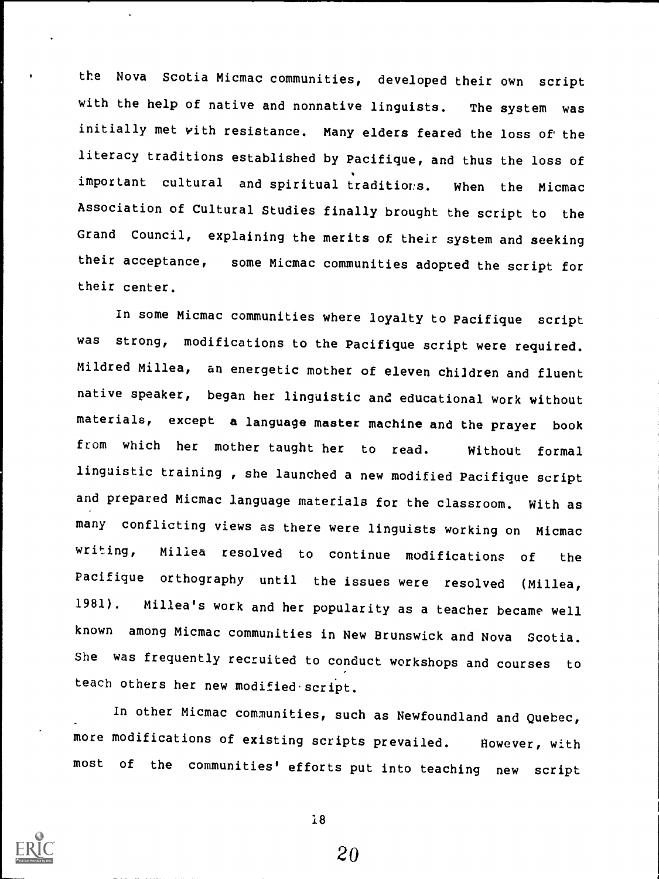the Nova Scotia Micmac communities, developed their own script with the help of native and nonnative linguists. The system was initially met with resistance. Many elders feared the loss of the literacy traditions established by Pacifique, and thus the loss of important cultural and spiritual traditions. When the Micmac Association of Cultural Studies finally brought the script to the Grand Council, explaining the merits of their system and seeking their acceptance, some Micmac communities adopted the script for their center.

In some Micmac communities where loyalty to Pacifique script was strong, modifications to the Pacifique script were required. Mildred Millea, an energetic mother of eleven children and fluent native speaker, began her linguistic and educational work without materials, except a language master machine and the prayer book from which her mother taught her to read. Without formal linguistic training , she launched a new modified Pacifique script and prepared Micmac language materials for the classroom. With as many conflicting views as there were linguists working on Micmac writing, Millea resolved to continue modifications of the Pacifique orthography until the issues were resolved (Millea, 1981). Millea's work and her popularity as a teacher became well known among Micmac communities in New Brunswick and Nova Scotia. She was frequently recruited to conduct workshops and courses to teach others her new modified script.

In other Micmac communities, such as Newfoundland and Quebec, more modifications of existing scripts prevailed. However, with most of the communities' efforts put into teaching new script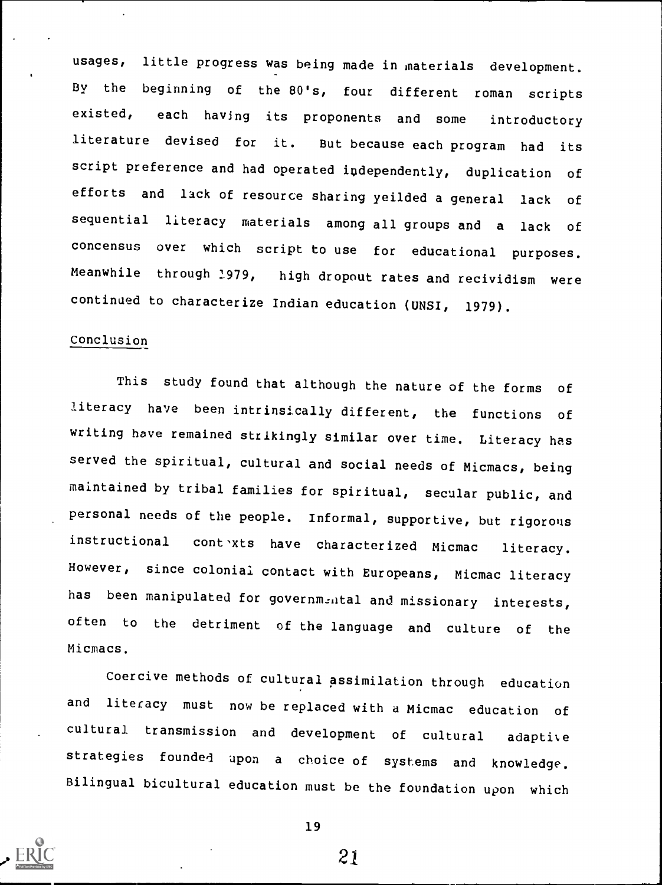usages, little progress was being made in materials development. By the beginning of the 80's, four different roman scripts existed, each having its proponents and some introductory literature devised for it. But because each program had its script preference and had operated independently, duplication of efforts and lack of resource sharing yeilded a general lack of sequential literacy materials among all groups and a lack of concensus over which script to use for educational purposes. Meanwhile through 1979, high dropout rates and recividism were continued to characterize Indian education (UNSI, 1979).

## Conclusion

This study found that although the nature of the forms of literacy have been intrinsically different, the functions of writing have remained strikingly similar over time. Literacy has served the spiritual, cultural and social needs of Micmacs, being maintained by tribal families for spiritual, secular public, and personal needs of the people. Informal, supportive, but rigorous instructional contexts have characterized Micmac literacy. However, since colonial contact with Europeans, Micmac literacy has been manipulated for governmental and missionary interests, often to the detriment of the language and culture of the Micmacs.

Coercive methods of cultural assimilation through education and literacy must now be replaced with a Micmac education of cultural transmission and development of cultural adaptive strategies founded upon a choice of systems and knowledge. Bilingual bicultural education must be the foundation upon which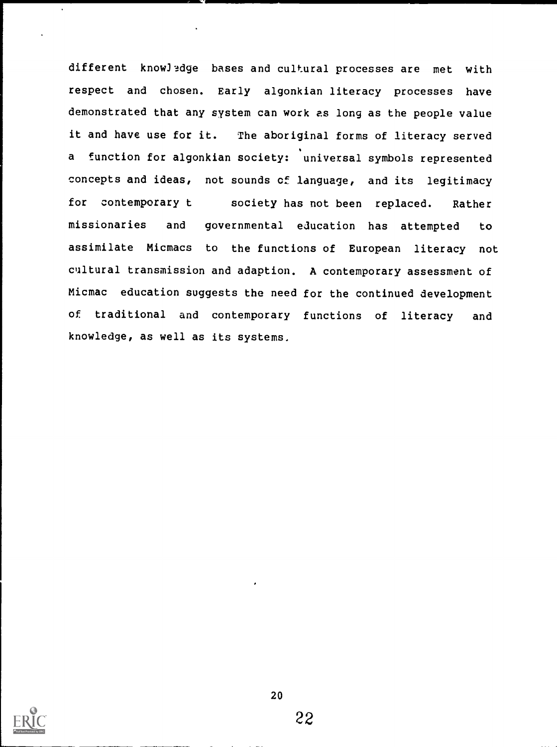different knowledge bases and cultural processes are met with respect and chosen. Early algonkian literacy processes have demonstrated that any system can work as long as the people value it and have use for it. The aboriginal forms of literacy served a function for algonkian society: universal symbols represented concepts and ideas, not sounds of language, and its legitimacy for contemporary t society has not been replaced. Rather missionaries and governmental education has attempted to assimilate Micmacs to the functions of European literacy not cultural transmission and adaption. A contemporary assessment of Micmac education suggests the need for the continued development of traditional and contemporary functions of literacy and knowledge, as well as its systems.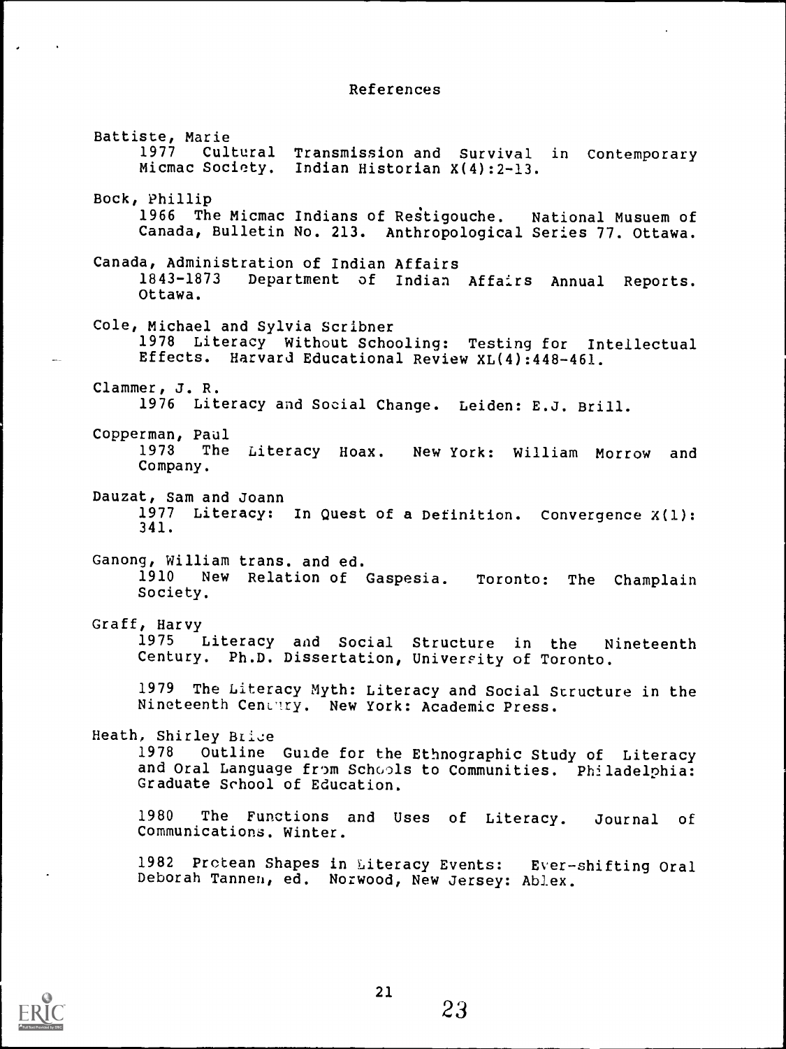# References

Battiste, Marie
1977 Cultural Transmission and Survival in Contemporary Micmac Society. Indian Historian X(4):2-13.

Bock, Phillip
1966 The Micmac Indians of Restigouche. National Musuem of Canada, Bulletin No. 213. Anthropological Series 77. Ottawa.

Canada, Administration of Indian Affairs
1843-1873 Department of Indian Affairs Annual Reports. Ottawa.

Cole, Michael and Sylvia Scribner
1978 Literacy Without Schooling: Testing for Intellectual Effects. Harvard Educational Review XL(4):448-461.

Clammer, J. R.
1976 Literacy and Social Change. Leiden: E.J. Brill.

Copperman, Paul
1978 The Literacy Hoax. New York: William Morrow and Company.

Dauzat, Sam and Joann
1977 Literacy: In Quest of a Definition. Convergence X(1): 341.

Ganong, William trans. and ed.
1910 New Relation of Gaspesia. Toronto: The Champlain Society.

Graff, Harvy
1975 Literacy and Social Structure in the Nineteenth Century. Ph.D. Dissertation, University of Toronto.

1979 The Literacy Myth: Literacy and Social Structure in the Nineteenth Century. New York: Academic Press.

Heath, Shirley Brice
1978 Outline Guide for the Ethnographic Study of Literacy and Oral Language from Schools to Communities. Philadelphia: Graduate School of Education.

1980 The Functions and Uses of Literacy. Journal of Communications. Winter.

1982 Protean Shapes in Literacy Events: Ever-shifting Oral Deborah Tannen, ed. Norwood, New Jersey: Ablex.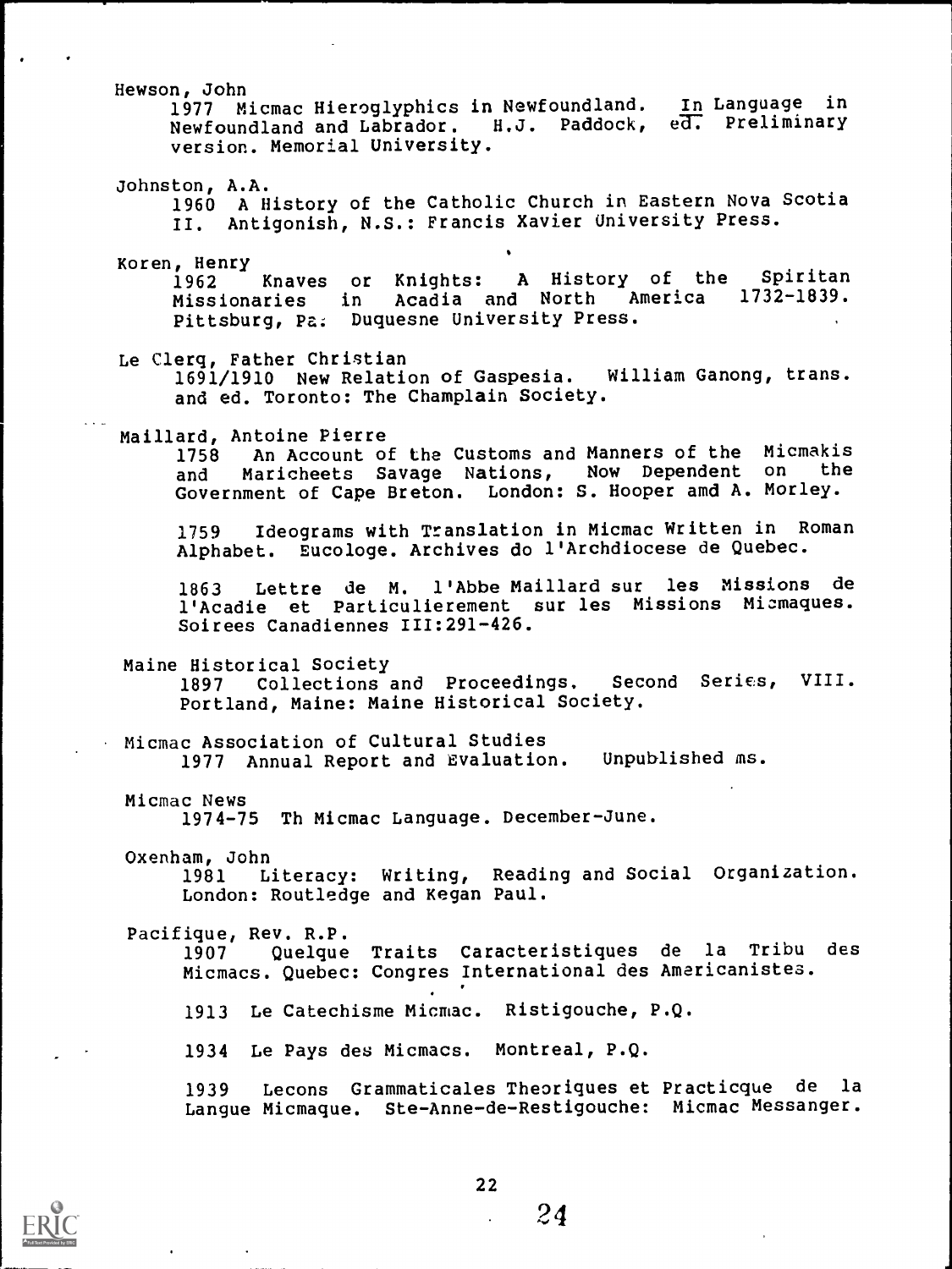Hewson, John
1977 Micmac Hieroglyphics in Newfoundland. In Language in Newfoundland and Labrador. H.J. Paddock, ed. Preliminary version. Memorial University.

Johnston, A.A.
1960 A History of the Catholic Church in Eastern Nova Scotia II. Antigonish, N.S.: Francis Xavier University Press.

Koren, Henry
1962 Knaves or Knights: A History of the Spiritan Missionaries in Acadia and North America 1732-1839. Pittsburg, Pa: Duquesne University Press.

Le Clerq, Father Christian
1691/1910 New Relation of Gaspesia. William Ganong, trans. and ed. Toronto: The Champlain Society.

Maillard, Antoine Pierre
1758 An Account of the Customs and Manners of the Micmakis and Maricheets Savage Nations, Now Dependent on the Government of Cape Breton. London: S. Hooper amd A. Morley.

1759 Ideograms with Translation in Micmac Written in Roman Alphabet. Eucologe. Archives do l'Archdiocese de Quebec.

1863 Lettre de M. l'Abbe Maillard sur les Missions de l'Acadie et Particulierement sur les Missions Micmaques. Soirees Canadiennes III:291-426.

Maine Historical Society
1897 Collections and Proceedings. Second Series, VIII. Portland, Maine: Maine Historical Society.

Micmac Association of Cultural Studies
1977 Annual Report and Evaluation. Unpublished ms.

Micmac News
1974-75 Th Micmac Language. December-June.

Oxenham, John
1981 Literacy: Writing, Reading and Social Organization. London: Routledge and Kegan Paul.

Pacifique, Rev. R.P.
1907 Quelque Traits Caracteristiques de la Tribu des Micmacs. Quebec: Congres International des Americanistes.

1913 Le Catechisme Micmac. Ristigouche, P.Q.

1934 Le Pays des Micmacs. Montreal, P.Q.

1939 Lecons Grammaticales Theoriques et Practicque de la Langue Micmaque. Ste-Anne-de-Restigouche: Micmac Messanger.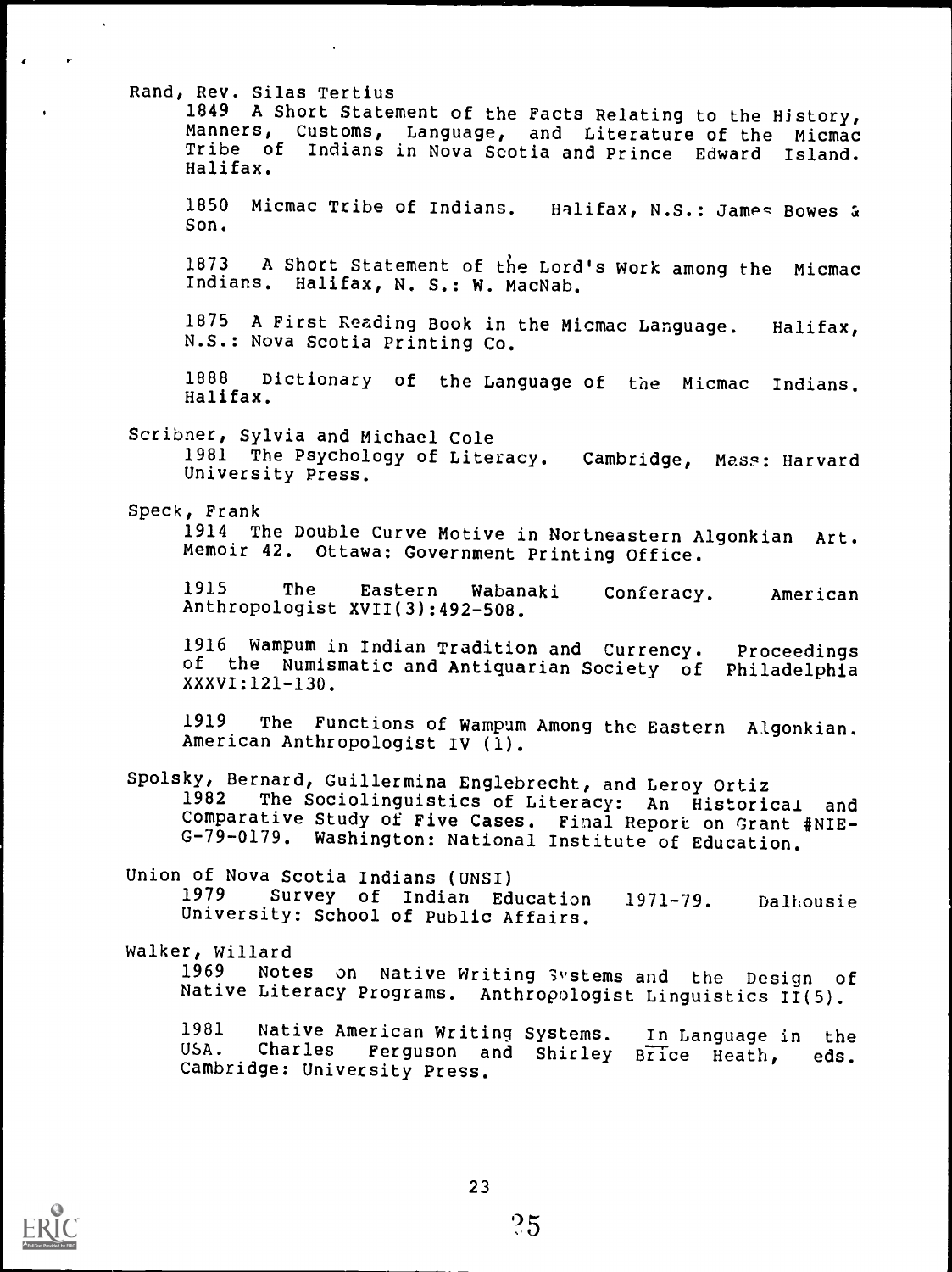Rand, Rev. Silas Tertius

1849 A Short Statement of the Facts Relating to the History, Manners, Customs, Language, and Literature of the Micmac Tribe of Indians in Nova Scotia and Prince Edward Island. Halifax.

1850 Micmac Tribe of Indians. Halifax, N.S.: James Bowes & Son.

1873 A Short Statement of the Lord's Work among the Micmac Indians. Halifax, N. S.: W. MacNab.

1875 A First Reading Book in the Micmac Language. Halifax, N.S.: Nova Scotia Printing Co.

1888 Dictionary of the Language of the Micmac Indians. Halifax.

Scribner, Sylvia and Michael Cole

1981 The Psychology of Literacy. Cambridge, Mass: Harvard University Press.

Speck, Frank

1914 The Double Curve Motive in Nortneastern Algonkian Art. Memoir 42. Ottawa: Government Printing Office.

1915 The Eastern Wabanaki Conferacy. American Anthropologist XVII(3):492-508.

1916 Wampum in Indian Tradition and Currency. Proceedings of the Numismatic and Antiquarian Society of Philadelphia XXXVI:121-130.

1919 The Functions of Wampum Among the Eastern Algonkian. American Anthropologist IV (1).

Spolsky, Bernard, Guillermina Englebrecht, and Leroy Ortiz

1982 The Sociolinguistics of Literacy: An Historical and Comparative Study of Five Cases. Final Report on Grant #NIE-G-79-0179. Washington: National Institute of Education.

Union of Nova Scotia Indians (UNSI)

1979 Survey of Indian Education 1971-79. Dalhousie University: School of Public Affairs.

Walker, Willard

1969 Notes on Native Writing Systems and the Design of Native Literacy Programs. Anthropologist Linguistics II(5).

1981 Native American Writing Systems. In Language in the USA. Charles Ferguson and Shirley Brice Heath, eds. Cambridge: University Press.